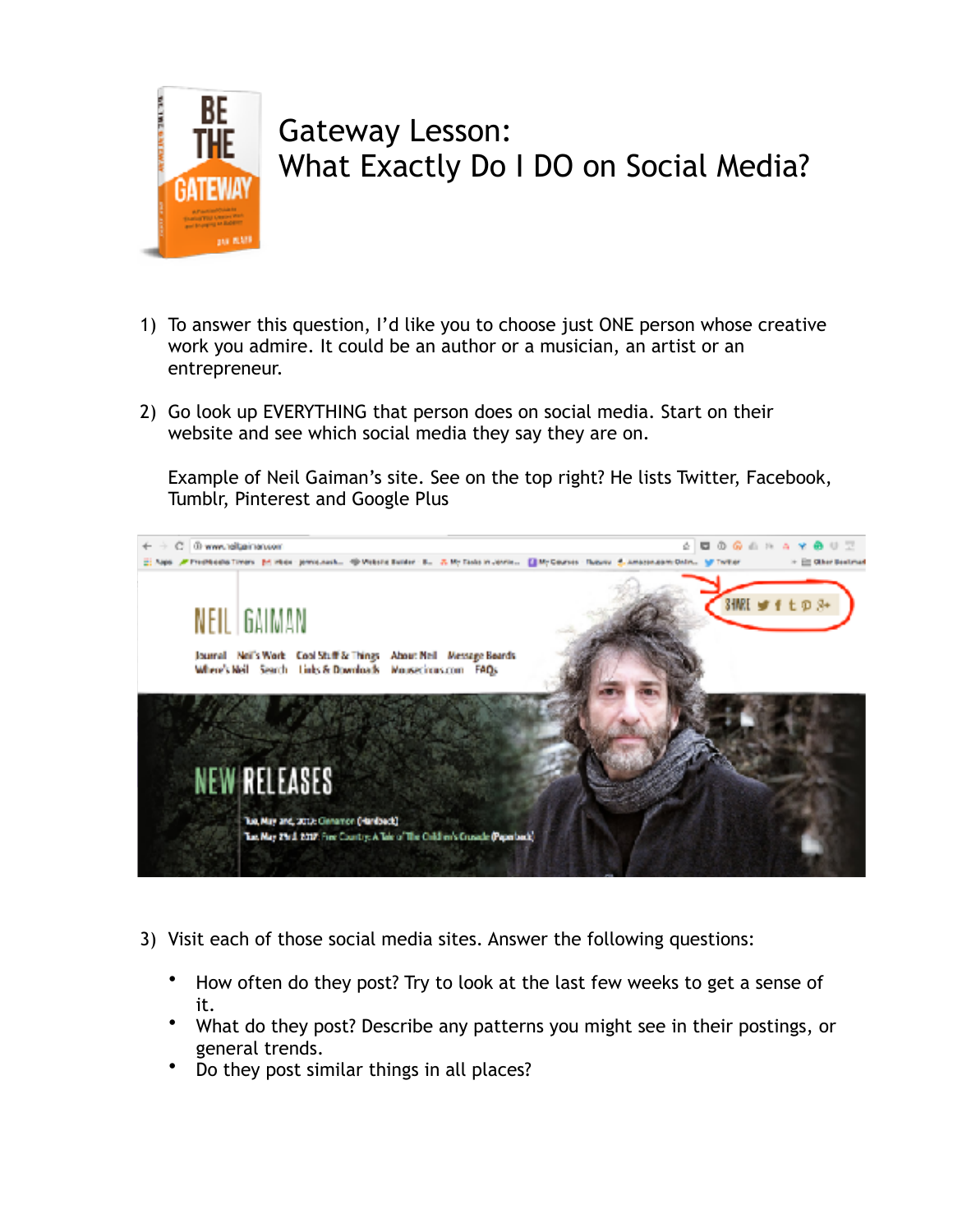# Gateway Lesson:
# What Exactly Do I DO on Social Media?

1) To answer this question, I'd like you to choose just ONE person whose creative work you admire. It could be an author or a musician, an artist or an entrepreneur.

2) Go look up EVERYTHING that person does on social media. Start on their website and see which social media they say they are on.

   Example of Neil Gaiman's site. See on the top right? He lists Twitter, Facebook, Tumblr, Pinterest and Google Plus

3) Visit each of those social media sites. Answer the following questions:

   - How often do they post? Try to look at the last few weeks to get a sense of it.
   - What do they post? Describe any patterns you might see in their postings, or general trends.
   - Do they post similar things in all places?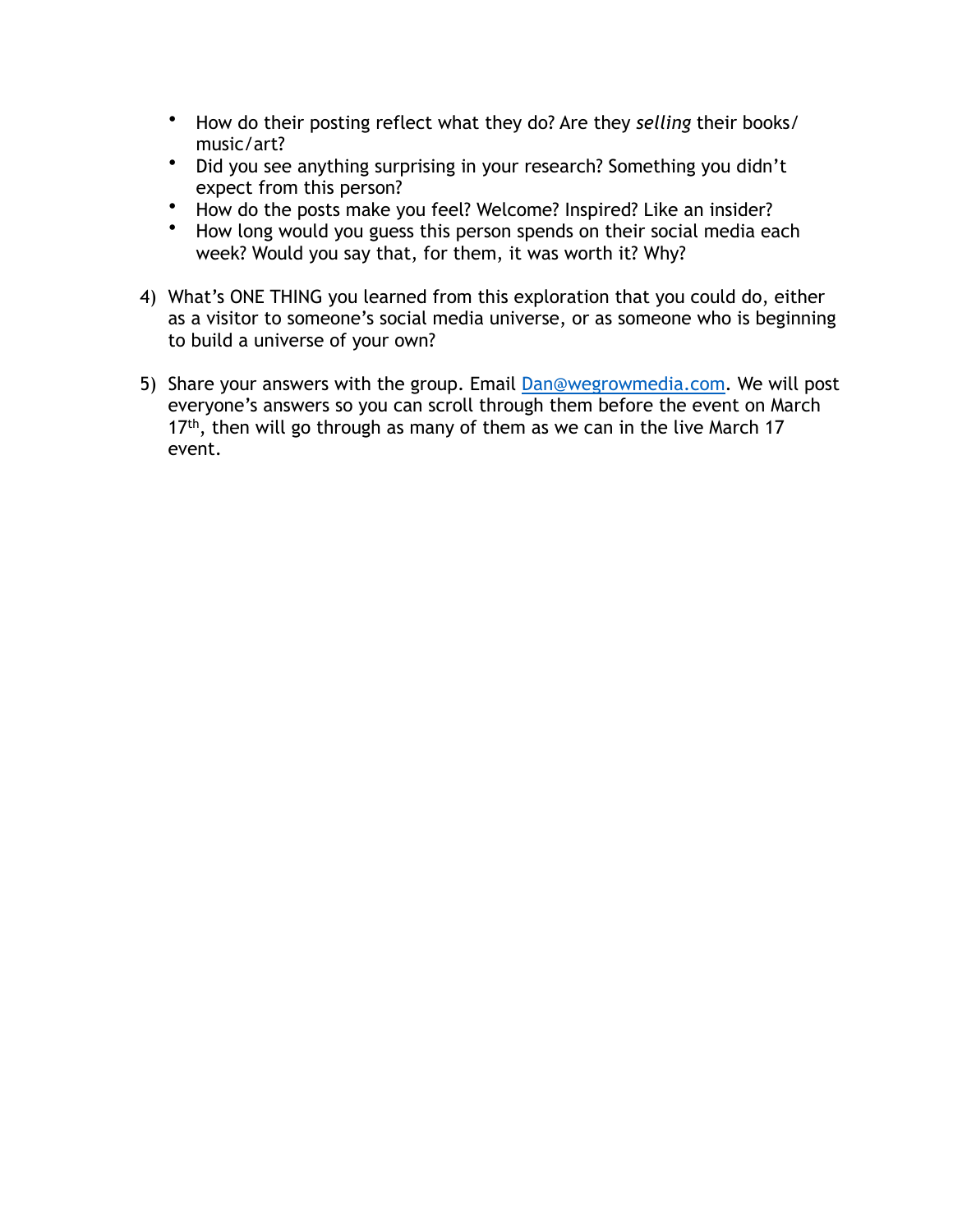- How do their posting reflect what they do? Are they *selling* their books/ music/art?
- Did you see anything surprising in your research? Something you didn't expect from this person?
- How do the posts make you feel? Welcome? Inspired? Like an insider?
- How long would you guess this person spends on their social media each week? Would you say that, for them, it was worth it? Why?

4) What's ONE THING you learned from this exploration that you could do, either as a visitor to someone's social media universe, or as someone who is beginning to build a universe of your own?

5) Share your answers with the group. Email Dan@wegrowmedia.com. We will post everyone's answers so you can scroll through them before the event on March 17th, then will go through as many of them as we can in the live March 17 event.